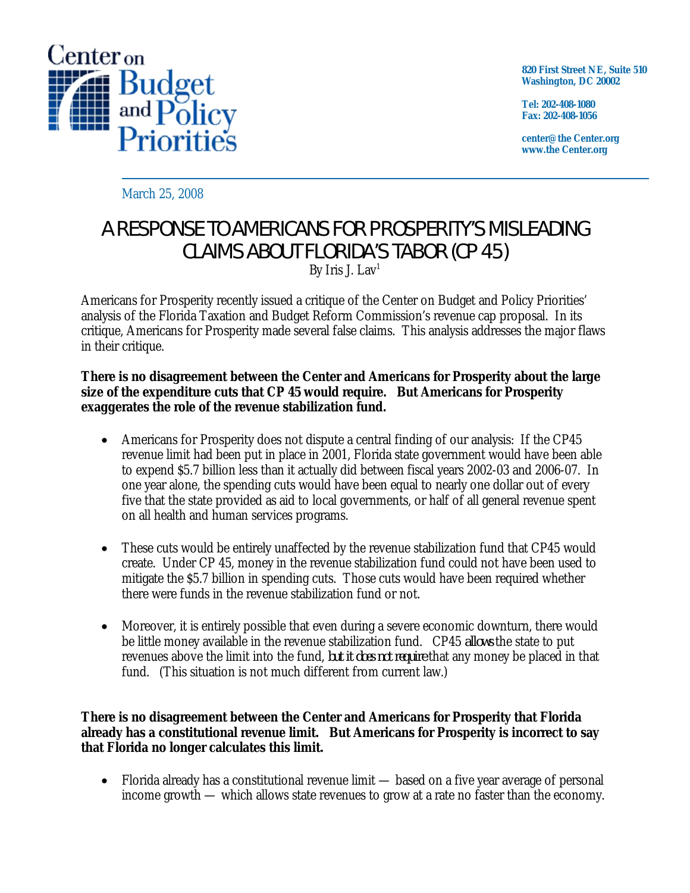Center on Budget and Policy Priorities

820 First Street NE, Suite 510
Washington, DC 20002

Tel: 202-408-1080
Fax: 202-408-1056

center@thecenter.org
www.thecenter.org

March 25, 2008

# A RESPONSE TO AMERICANS FOR PROSPERITY'S MISLEADING CLAIMS ABOUT FLORIDA'S TABOR (CP 45)

By Iris J. Lav[1]

Americans for Prosperity recently issued a critique of the Center on Budget and Policy Priorities' analysis of the Florida Taxation and Budget Reform Commission's revenue cap proposal. In its critique, Americans for Prosperity made several false claims. This analysis addresses the major flaws in their critique.

**There is no disagreement between the Center and Americans for Prosperity about the large size of the expenditure cuts that CP 45 would require. But Americans for Prosperity exaggerates the role of the revenue stabilization fund.**

- Americans for Prosperity does not dispute a central finding of our analysis: If the CP45 revenue limit had been put in place in 2001, Florida state government would have been able to expend $5.7 billion less than it actually did between fiscal years 2002-03 and 2006-07. In one year alone, the spending cuts would have been equal to nearly one dollar out of every five that the state provided as aid to local governments, or half of all general revenue spent on all health and human services programs.

- These cuts would be entirely unaffected by the revenue stabilization fund that CP45 would create. Under CP 45, money in the revenue stabilization fund could not have been used to mitigate the $5.7 billion in spending cuts. Those cuts would have been required whether there were funds in the revenue stabilization fund or not.

- Moreover, it is entirely possible that even during a severe economic downturn, there would be little money available in the revenue stabilization fund. CP45 *allows* the state to put revenues above the limit into the fund, *but it does not require* that any money be placed in that fund. (This situation is not much different from current law.)

**There is no disagreement between the Center and Americans for Prosperity that Florida already has a constitutional revenue limit. But Americans for Prosperity is incorrect to say that Florida no longer calculates this limit.**

- Florida already has a constitutional revenue limit — based on a five year average of personal income growth — which allows state revenues to grow at a rate no faster than the economy.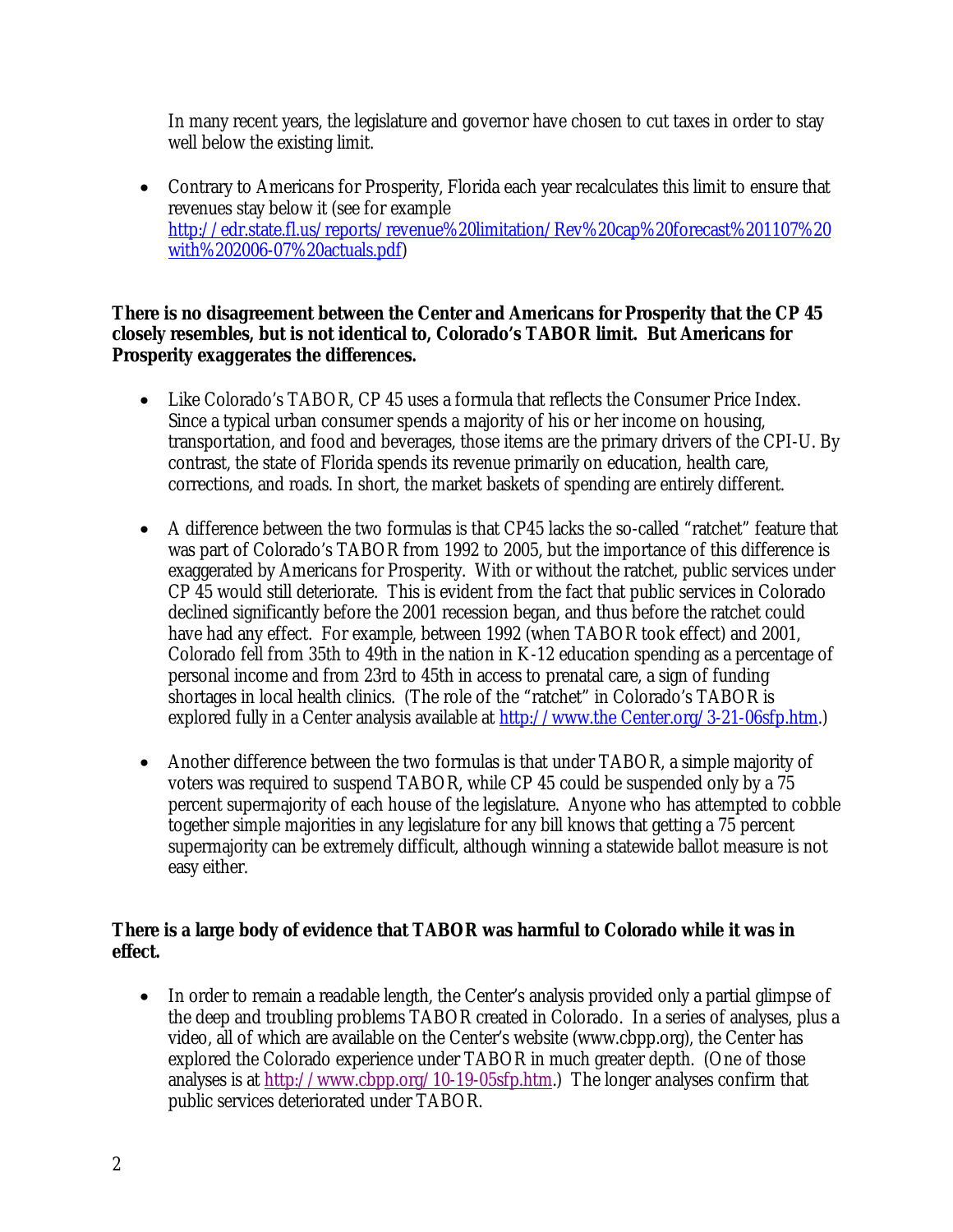In many recent years, the legislature and governor have chosen to cut taxes in order to stay well below the existing limit.

- Contrary to Americans for Prosperity, Florida each year recalculates this limit to ensure that revenues stay below it (see for example [http://edr.state.fl.us/reports/revenue%20limitation/Rev%20cap%20forecast%201107%20with%202006-07%20actuals.pdf](http://edr.state.fl.us/reports/revenue%20limitation/Rev%20cap%20forecast%201107%20with%202006-07%20actuals.pdf))

**There is no disagreement between the Center and Americans for Prosperity that the CP 45 closely resembles, but is not identical to, Colorado's TABOR limit. But Americans for Prosperity exaggerates the differences.**

- Like Colorado's TABOR, CP 45 uses a formula that reflects the Consumer Price Index. Since a typical urban consumer spends a majority of his or her income on housing, transportation, and food and beverages, those items are the primary drivers of the CPI-U. By contrast, the state of Florida spends its revenue primarily on education, health care, corrections, and roads. In short, the market baskets of spending are entirely different.

- A difference between the two formulas is that CP45 lacks the so-called "ratchet" feature that was part of Colorado's TABOR from 1992 to 2005, but the importance of this difference is exaggerated by Americans for Prosperity. With or without the ratchet, public services under CP 45 would still deteriorate. This is evident from the fact that public services in Colorado declined significantly before the 2001 recession began, and thus before the ratchet could have had any effect. For example, between 1992 (when TABOR took effect) and 2001, Colorado fell from 35th to 49th in the nation in K-12 education spending as a percentage of personal income and from 23rd to 45th in access to prenatal care, a sign of funding shortages in local health clinics. (The role of the "ratchet" in Colorado's TABOR is explored fully in a Center analysis available at [http://www.the Center.org/3-21-06sfp.htm](http://www.the Center.org/3-21-06sfp.htm).)

- Another difference between the two formulas is that under TABOR, a simple majority of voters was required to suspend TABOR, while CP 45 could be suspended only by a 75 percent supermajority of each house of the legislature. Anyone who has attempted to cobble together simple majorities in any legislature for any bill knows that getting a 75 percent supermajority can be extremely difficult, although winning a statewide ballot measure is not easy either.

**There is a large body of evidence that TABOR was harmful to Colorado while it was in effect.**

- In order to remain a readable length, the Center's analysis provided only a partial glimpse of the deep and troubling problems TABOR created in Colorado. In a series of analyses, plus a video, all of which are available on the Center's website (www.cbpp.org), the Center has explored the Colorado experience under TABOR in much greater depth. (One of those analyses is at [http://www.cbpp.org/10-19-05sfp.htm](http://www.cbpp.org/10-19-05sfp.htm).) The longer analyses confirm that public services deteriorated under TABOR.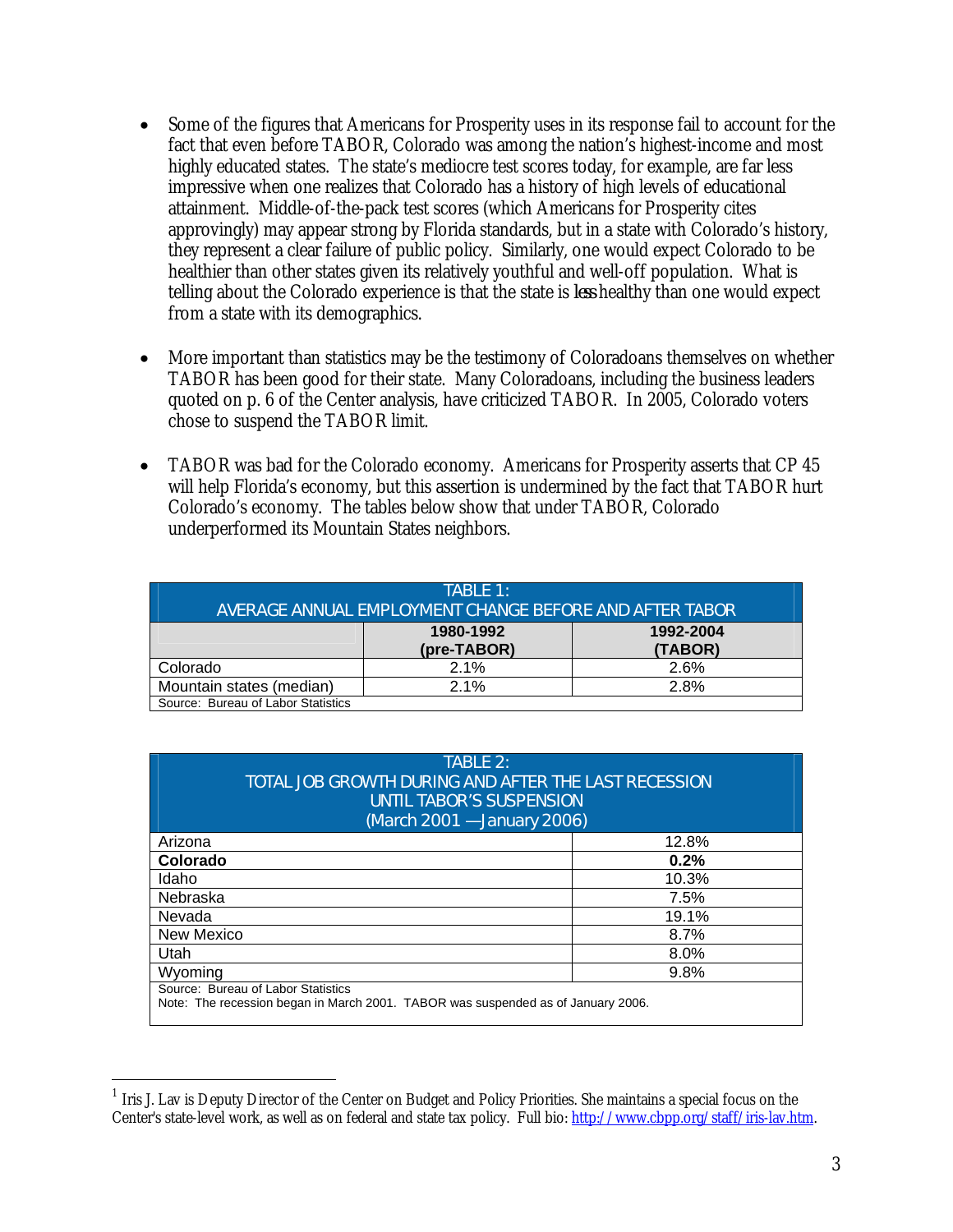- Some of the figures that Americans for Prosperity uses in its response fail to account for the fact that even before TABOR, Colorado was among the nation's highest-income and most highly educated states. The state's mediocre test scores today, for example, are far less impressive when one realizes that Colorado has a history of high levels of educational attainment. Middle-of-the-pack test scores (which Americans for Prosperity cites approvingly) may appear strong by Florida standards, but in a state with Colorado's history, they represent a clear failure of public policy. Similarly, one would expect Colorado to be healthier than other states given its relatively youthful and well-off population. What is telling about the Colorado experience is that the state is **less** healthy than one would expect from a state with its demographics.

- More important than statistics may be the testimony of Coloradoans themselves on whether TABOR has been good for their state. Many Coloradoans, including the business leaders quoted on p. 6 of the Center analysis, have criticized TABOR. In 2005, Colorado voters chose to suspend the TABOR limit.

- TABOR was bad for the Colorado economy. Americans for Prosperity asserts that CP 45 will help Florida's economy, but this assertion is undermined by the fact that TABOR hurt Colorado's economy. The tables below show that under TABOR, Colorado underperformed its Mountain States neighbors.

TABLE 1:
AVERAGE ANNUAL EMPLOYMENT CHANGE BEFORE AND AFTER TABOR

| | 1980-1992 (pre-TABOR) | 1992-2004 (TABOR) |
|---|---|---|
| Colorado | 2.1% | 2.6% |
| Mountain states (median) | 2.1% | 2.8% |

Source: Bureau of Labor Statistics

TABLE 2:
TOTAL JOB GROWTH DURING AND AFTER THE LAST RECESSION
UNTIL TABOR'S SUSPENSION
(March 2001 —January 2006)

| | |
|---|---|
| Arizona | 12.8% |
| **Colorado** | **0.2%** |
| Idaho | 10.3% |
| Nebraska | 7.5% |
| Nevada | 19.1% |
| New Mexico | 8.7% |
| Utah | 8.0% |
| Wyoming | 9.8% |

Source: Bureau of Labor Statistics
Note: The recession began in March 2001. TABOR was suspended as of January 2006.

[1] Iris J. Lav is Deputy Director of the Center on Budget and Policy Priorities. She maintains a special focus on the Center's state-level work, as well as on federal and state tax policy. Full bio: http://www.cbpp.org/staff/iris-lav.htm.